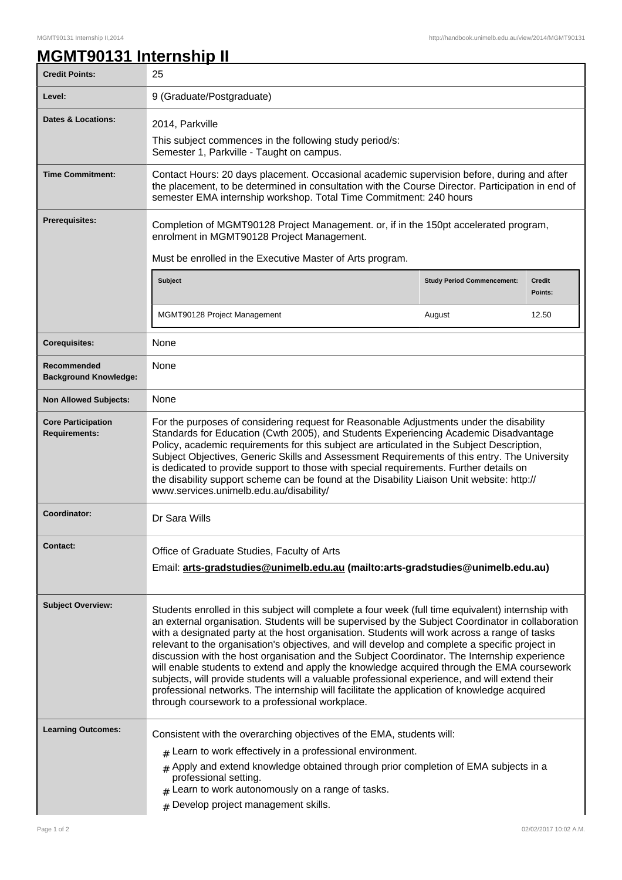# MGMT90131 Internship II

| | |
|---|---|
| **Credit Points:** | 25 |
| **Level:** | 9 (Graduate/Postgraduate) |
| **Dates & Locations:** | 2014, Parkville<br>This subject commences in the following study period/s:<br>Semester 1, Parkville - Taught on campus. |
| **Time Commitment:** | Contact Hours: 20 days placement. Occasional academic supervision before, during and after the placement, to be determined in consultation with the Course Director. Participation in end of semester EMA internship workshop. Total Time Commitment: 240 hours |
| **Prerequisites:** | Completion of MGMT90128 Project Management. or, if in the 150pt accelerated program, enrolment in MGMT90128 Project Management.<br>Must be enrolled in the Executive Master of Arts program. |
| **Corequisites:** | None |
| **Recommended Background Knowledge:** | None |
| **Non Allowed Subjects:** | None |
| **Core Participation Requirements:** | For the purposes of considering request for Reasonable Adjustments under the disability Standards for Education (Cwth 2005), and Students Experiencing Academic Disadvantage Policy, academic requirements for this subject are articulated in the Subject Description, Subject Objectives, Generic Skills and Assessment Requirements of this entry. The University is dedicated to provide support to those with special requirements. Further details on the disability support scheme can be found at the Disability Liaison Unit website: http://www.services.unimelb.edu.au/disability/ |
| **Coordinator:** | Dr Sara Wills |
| **Contact:** | Office of Graduate Studies, Faculty of Arts<br>Email: **arts-gradstudies@unimelb.edu.au (mailto:arts-gradstudies@unimelb.edu.au)** |
| **Subject Overview:** | Students enrolled in this subject will complete a four week (full time equivalent) internship with an external organisation. Students will be supervised by the Subject Coordinator in collaboration with a designated party at the host organisation. Students will work across a range of tasks relevant to the organisation's objectives, and will develop and complete a specific project in discussion with the host organisation and the Subject Coordinator. The Internship experience will enable students to extend and apply the knowledge acquired through the EMA coursework subjects, will provide students will a valuable professional experience, and will extend their professional networks. The internship will facilitate the application of knowledge acquired through coursework to a professional workplace. |
| **Learning Outcomes:** | Consistent with the overarching objectives of the EMA, students will:<br># Learn to work effectively in a professional environment.<br># Apply and extend knowledge obtained through prior completion of EMA subjects in a professional setting.<br># Learn to work autonomously on a range of tasks.<br># Develop project management skills. |

Prerequisite subjects:

| Subject | Study Period Commencement: | Credit Points: |
|---|---|---|
| MGMT90128 Project Management | August | 12.50 |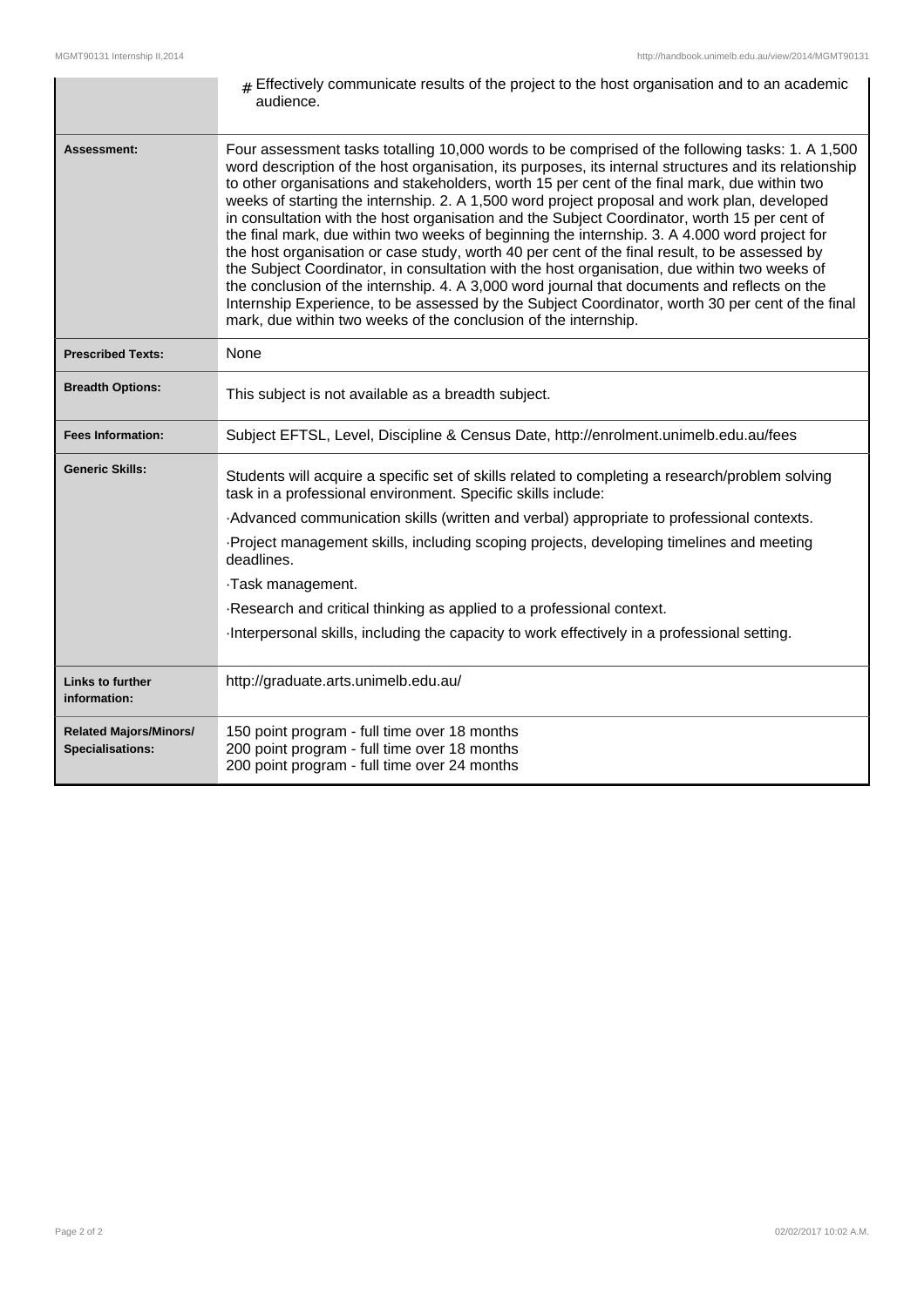| | |
|---|---|
| | # Effectively communicate results of the project to the host organisation and to an academic audience. |
| **Assessment:** | Four assessment tasks totalling 10,000 words to be comprised of the following tasks: 1. A 1,500 word description of the host organisation, its purposes, its internal structures and its relationship to other organisations and stakeholders, worth 15 per cent of the final mark, due within two weeks of starting the internship. 2. A 1,500 word project proposal and work plan, developed in consultation with the host organisation and the Subject Coordinator, worth 15 per cent of the final mark, due within two weeks of beginning the internship. 3. A 4.000 word project for the host organisation or case study, worth 40 per cent of the final result, to be assessed by the Subject Coordinator, in consultation with the host organisation, due within two weeks of the conclusion of the internship. 4. A 3,000 word journal that documents and reflects on the Internship Experience, to be assessed by the Subject Coordinator, worth 30 per cent of the final mark, due within two weeks of the conclusion of the internship. |
| **Prescribed Texts:** | None |
| **Breadth Options:** | This subject is not available as a breadth subject. |
| **Fees Information:** | Subject EFTSL, Level, Discipline & Census Date, http://enrolment.unimelb.edu.au/fees |
| **Generic Skills:** | Students will acquire a specific set of skills related to completing a research/problem solving task in a professional environment. Specific skills include:<br>·Advanced communication skills (written and verbal) appropriate to professional contexts.<br>·Project management skills, including scoping projects, developing timelines and meeting deadlines.<br>·Task management.<br>·Research and critical thinking as applied to a professional context.<br>·Interpersonal skills, including the capacity to work effectively in a professional setting. |
| **Links to further information:** | http://graduate.arts.unimelb.edu.au/ |
| **Related Majors/Minors/ Specialisations:** | 150 point program - full time over 18 months<br>200 point program - full time over 18 months<br>200 point program - full time over 24 months |